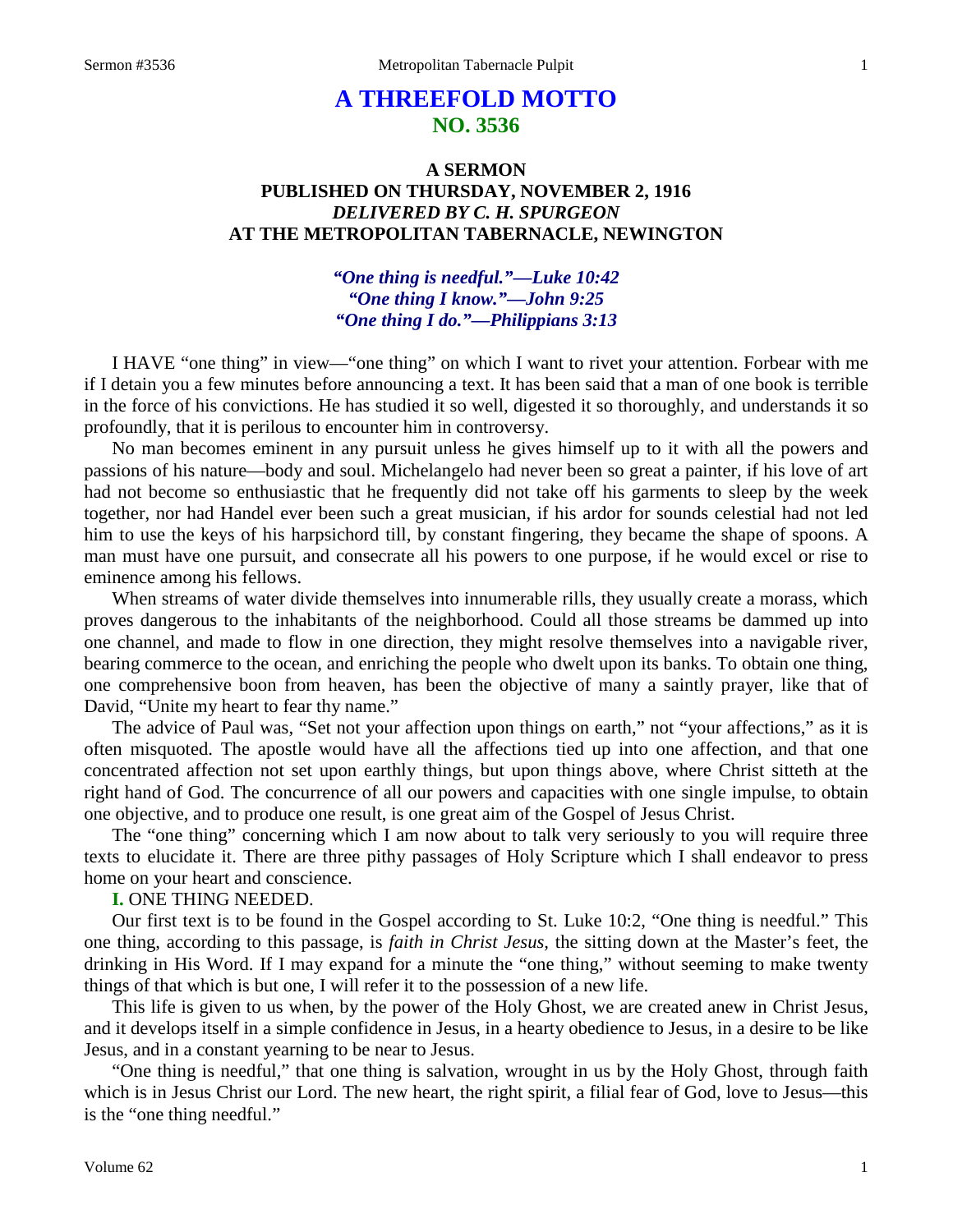# A THREEFOLD MOTTO
## NO. 3536

### A SERMON
### PUBLISHED ON THURSDAY, NOVEMBER 2, 1916
### *DELIVERED BY C. H. SPURGEON*
### AT THE METROPOLITAN TABERNACLE, NEWINGTON

***"One thing is needful."—Luke 10:42***
***"One thing I know."—John 9:25***
***"One thing I do."—Philippians 3:13***

I HAVE "one thing" in view—"one thing" on which I want to rivet your attention. Forbear with me if I detain you a few minutes before announcing a text. It has been said that a man of one book is terrible in the force of his convictions. He has studied it so well, digested it so thoroughly, and understands it so profoundly, that it is perilous to encounter him in controversy.

No man becomes eminent in any pursuit unless he gives himself up to it with all the powers and passions of his nature—body and soul. Michelangelo had never been so great a painter, if his love of art had not become so enthusiastic that he frequently did not take off his garments to sleep by the week together, nor had Handel ever been such a great musician, if his ardor for sounds celestial had not led him to use the keys of his harpsichord till, by constant fingering, they became the shape of spoons. A man must have one pursuit, and consecrate all his powers to one purpose, if he would excel or rise to eminence among his fellows.

When streams of water divide themselves into innumerable rills, they usually create a morass, which proves dangerous to the inhabitants of the neighborhood. Could all those streams be dammed up into one channel, and made to flow in one direction, they might resolve themselves into a navigable river, bearing commerce to the ocean, and enriching the people who dwelt upon its banks. To obtain one thing, one comprehensive boon from heaven, has been the objective of many a saintly prayer, like that of David, "Unite my heart to fear thy name."

The advice of Paul was, "Set not your affection upon things on earth," not "your affections," as it is often misquoted. The apostle would have all the affections tied up into one affection, and that one concentrated affection not set upon earthly things, but upon things above, where Christ sitteth at the right hand of God. The concurrence of all our powers and capacities with one single impulse, to obtain one objective, and to produce one result, is one great aim of the Gospel of Jesus Christ.

The "one thing" concerning which I am now about to talk very seriously to you will require three texts to elucidate it. There are three pithy passages of Holy Scripture which I shall endeavor to press home on your heart and conscience.

**I.** ONE THING NEEDED.

Our first text is to be found in the Gospel according to St. Luke 10:2, "One thing is needful." This one thing, according to this passage, is *faith in Christ Jesus,* the sitting down at the Master's feet, the drinking in His Word. If I may expand for a minute the "one thing," without seeming to make twenty things of that which is but one, I will refer it to the possession of a new life.

This life is given to us when, by the power of the Holy Ghost, we are created anew in Christ Jesus, and it develops itself in a simple confidence in Jesus, in a hearty obedience to Jesus, in a desire to be like Jesus, and in a constant yearning to be near to Jesus.

"One thing is needful," that one thing is salvation, wrought in us by the Holy Ghost, through faith which is in Jesus Christ our Lord. The new heart, the right spirit, a filial fear of God, love to Jesus—this is the "one thing needful."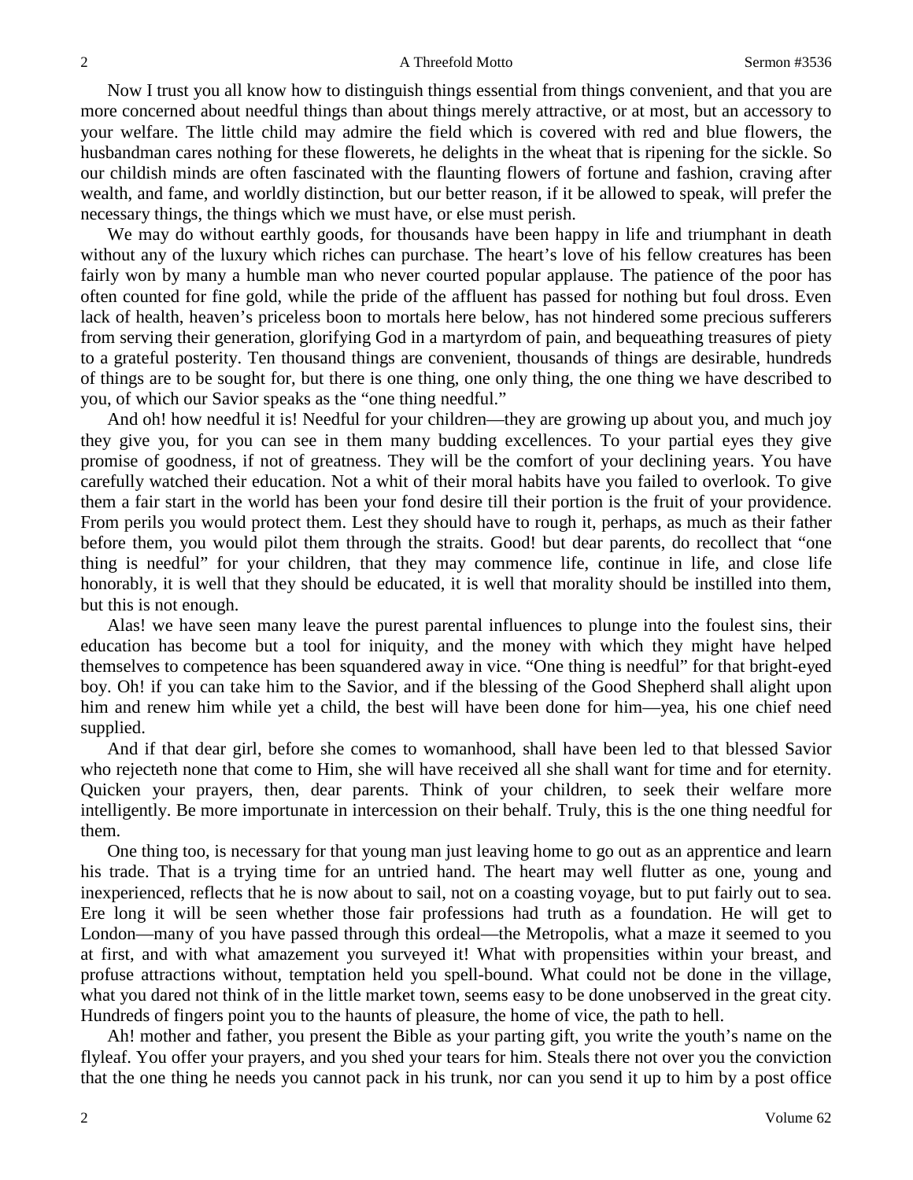Now I trust you all know how to distinguish things essential from things convenient, and that you are more concerned about needful things than about things merely attractive, or at most, but an accessory to your welfare. The little child may admire the field which is covered with red and blue flowers, the husbandman cares nothing for these flowerets, he delights in the wheat that is ripening for the sickle. So our childish minds are often fascinated with the flaunting flowers of fortune and fashion, craving after wealth, and fame, and worldly distinction, but our better reason, if it be allowed to speak, will prefer the necessary things, the things which we must have, or else must perish.

We may do without earthly goods, for thousands have been happy in life and triumphant in death without any of the luxury which riches can purchase. The heart's love of his fellow creatures has been fairly won by many a humble man who never courted popular applause. The patience of the poor has often counted for fine gold, while the pride of the affluent has passed for nothing but foul dross. Even lack of health, heaven's priceless boon to mortals here below, has not hindered some precious sufferers from serving their generation, glorifying God in a martyrdom of pain, and bequeathing treasures of piety to a grateful posterity. Ten thousand things are convenient, thousands of things are desirable, hundreds of things are to be sought for, but there is one thing, one only thing, the one thing we have described to you, of which our Savior speaks as the "one thing needful."

And oh! how needful it is! Needful for your children—they are growing up about you, and much joy they give you, for you can see in them many budding excellences. To your partial eyes they give promise of goodness, if not of greatness. They will be the comfort of your declining years. You have carefully watched their education. Not a whit of their moral habits have you failed to overlook. To give them a fair start in the world has been your fond desire till their portion is the fruit of your providence. From perils you would protect them. Lest they should have to rough it, perhaps, as much as their father before them, you would pilot them through the straits. Good! but dear parents, do recollect that "one thing is needful" for your children, that they may commence life, continue in life, and close life honorably, it is well that they should be educated, it is well that morality should be instilled into them, but this is not enough.

Alas! we have seen many leave the purest parental influences to plunge into the foulest sins, their education has become but a tool for iniquity, and the money with which they might have helped themselves to competence has been squandered away in vice. "One thing is needful" for that bright-eyed boy. Oh! if you can take him to the Savior, and if the blessing of the Good Shepherd shall alight upon him and renew him while yet a child, the best will have been done for him—yea, his one chief need supplied.

And if that dear girl, before she comes to womanhood, shall have been led to that blessed Savior who rejecteth none that come to Him, she will have received all she shall want for time and for eternity. Quicken your prayers, then, dear parents. Think of your children, to seek their welfare more intelligently. Be more importunate in intercession on their behalf. Truly, this is the one thing needful for them.

One thing too, is necessary for that young man just leaving home to go out as an apprentice and learn his trade. That is a trying time for an untried hand. The heart may well flutter as one, young and inexperienced, reflects that he is now about to sail, not on a coasting voyage, but to put fairly out to sea. Ere long it will be seen whether those fair professions had truth as a foundation. He will get to London—many of you have passed through this ordeal—the Metropolis, what a maze it seemed to you at first, and with what amazement you surveyed it! What with propensities within your breast, and profuse attractions without, temptation held you spell-bound. What could not be done in the village, what you dared not think of in the little market town, seems easy to be done unobserved in the great city. Hundreds of fingers point you to the haunts of pleasure, the home of vice, the path to hell.

Ah! mother and father, you present the Bible as your parting gift, you write the youth's name on the flyleaf. You offer your prayers, and you shed your tears for him. Steals there not over you the conviction that the one thing he needs you cannot pack in his trunk, nor can you send it up to him by a post office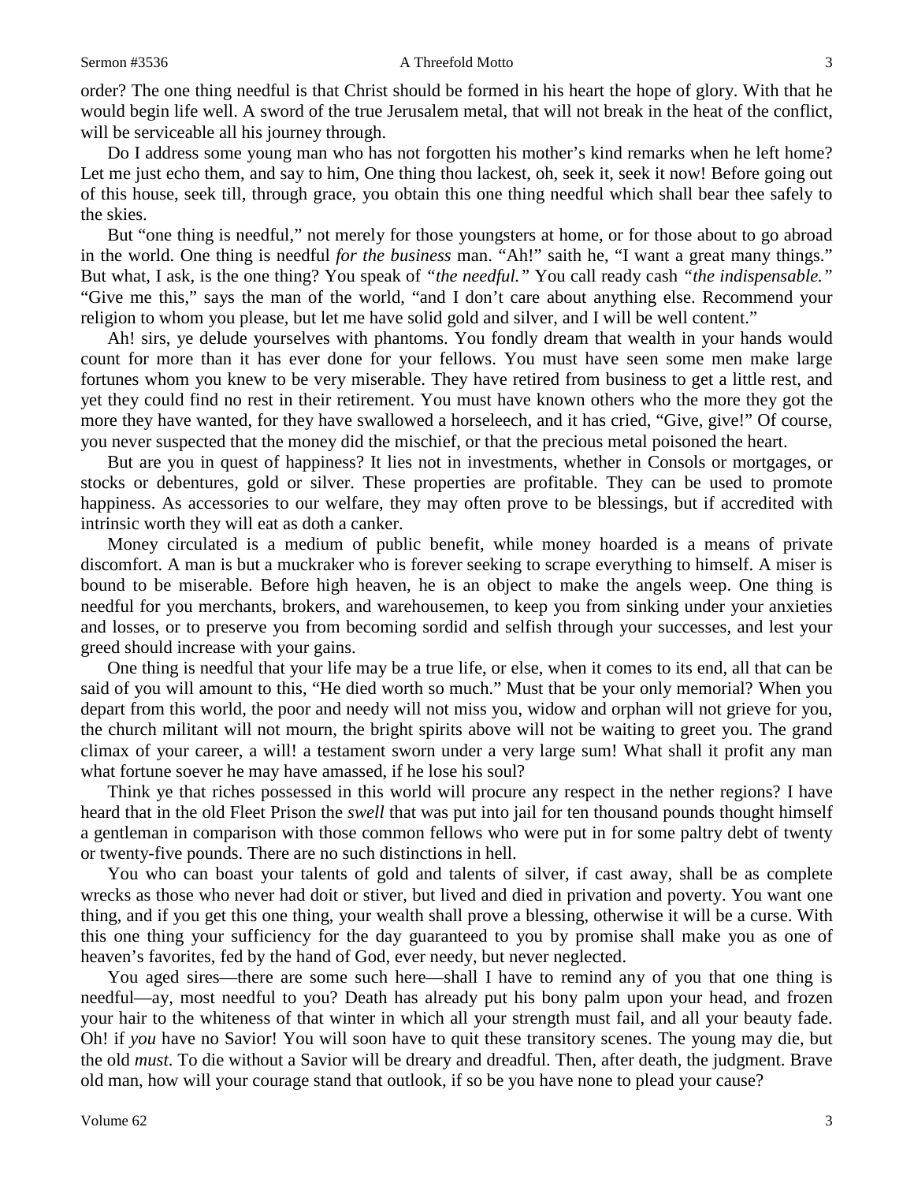order? The one thing needful is that Christ should be formed in his heart the hope of glory. With that he would begin life well. A sword of the true Jerusalem metal, that will not break in the heat of the conflict, will be serviceable all his journey through.

Do I address some young man who has not forgotten his mother's kind remarks when he left home? Let me just echo them, and say to him, One thing thou lackest, oh, seek it, seek it now! Before going out of this house, seek till, through grace, you obtain this one thing needful which shall bear thee safely to the skies.

But "one thing is needful," not merely for those youngsters at home, or for those about to go abroad in the world. One thing is needful *for the business* man. "Ah!" saith he, "I want a great many things." But what, I ask, is the one thing? You speak of *"the needful."* You call ready cash *"the indispensable."* "Give me this," says the man of the world, "and I don't care about anything else. Recommend your religion to whom you please, but let me have solid gold and silver, and I will be well content."

Ah! sirs, ye delude yourselves with phantoms. You fondly dream that wealth in your hands would count for more than it has ever done for your fellows. You must have seen some men make large fortunes whom you knew to be very miserable. They have retired from business to get a little rest, and yet they could find no rest in their retirement. You must have known others who the more they got the more they have wanted, for they have swallowed a horseleech, and it has cried, "Give, give!" Of course, you never suspected that the money did the mischief, or that the precious metal poisoned the heart.

But are you in quest of happiness? It lies not in investments, whether in Consols or mortgages, or stocks or debentures, gold or silver. These properties are profitable. They can be used to promote happiness. As accessories to our welfare, they may often prove to be blessings, but if accredited with intrinsic worth they will eat as doth a canker.

Money circulated is a medium of public benefit, while money hoarded is a means of private discomfort. A man is but a muckraker who is forever seeking to scrape everything to himself. A miser is bound to be miserable. Before high heaven, he is an object to make the angels weep. One thing is needful for you merchants, brokers, and warehousemen, to keep you from sinking under your anxieties and losses, or to preserve you from becoming sordid and selfish through your successes, and lest your greed should increase with your gains.

One thing is needful that your life may be a true life, or else, when it comes to its end, all that can be said of you will amount to this, "He died worth so much." Must that be your only memorial? When you depart from this world, the poor and needy will not miss you, widow and orphan will not grieve for you, the church militant will not mourn, the bright spirits above will not be waiting to greet you. The grand climax of your career, a will! a testament sworn under a very large sum! What shall it profit any man what fortune soever he may have amassed, if he lose his soul?

Think ye that riches possessed in this world will procure any respect in the nether regions? I have heard that in the old Fleet Prison the *swell* that was put into jail for ten thousand pounds thought himself a gentleman in comparison with those common fellows who were put in for some paltry debt of twenty or twenty-five pounds. There are no such distinctions in hell.

You who can boast your talents of gold and talents of silver, if cast away, shall be as complete wrecks as those who never had doit or stiver, but lived and died in privation and poverty. You want one thing, and if you get this one thing, your wealth shall prove a blessing, otherwise it will be a curse. With this one thing your sufficiency for the day guaranteed to you by promise shall make you as one of heaven's favorites, fed by the hand of God, ever needy, but never neglected.

You aged sires—there are some such here—shall I have to remind any of you that one thing is needful—ay, most needful to you? Death has already put his bony palm upon your head, and frozen your hair to the whiteness of that winter in which all your strength must fail, and all your beauty fade. Oh! if *you* have no Savior! You will soon have to quit these transitory scenes. The young may die, but the old *must*. To die without a Savior will be dreary and dreadful. Then, after death, the judgment. Brave old man, how will your courage stand that outlook, if so be you have none to plead your cause?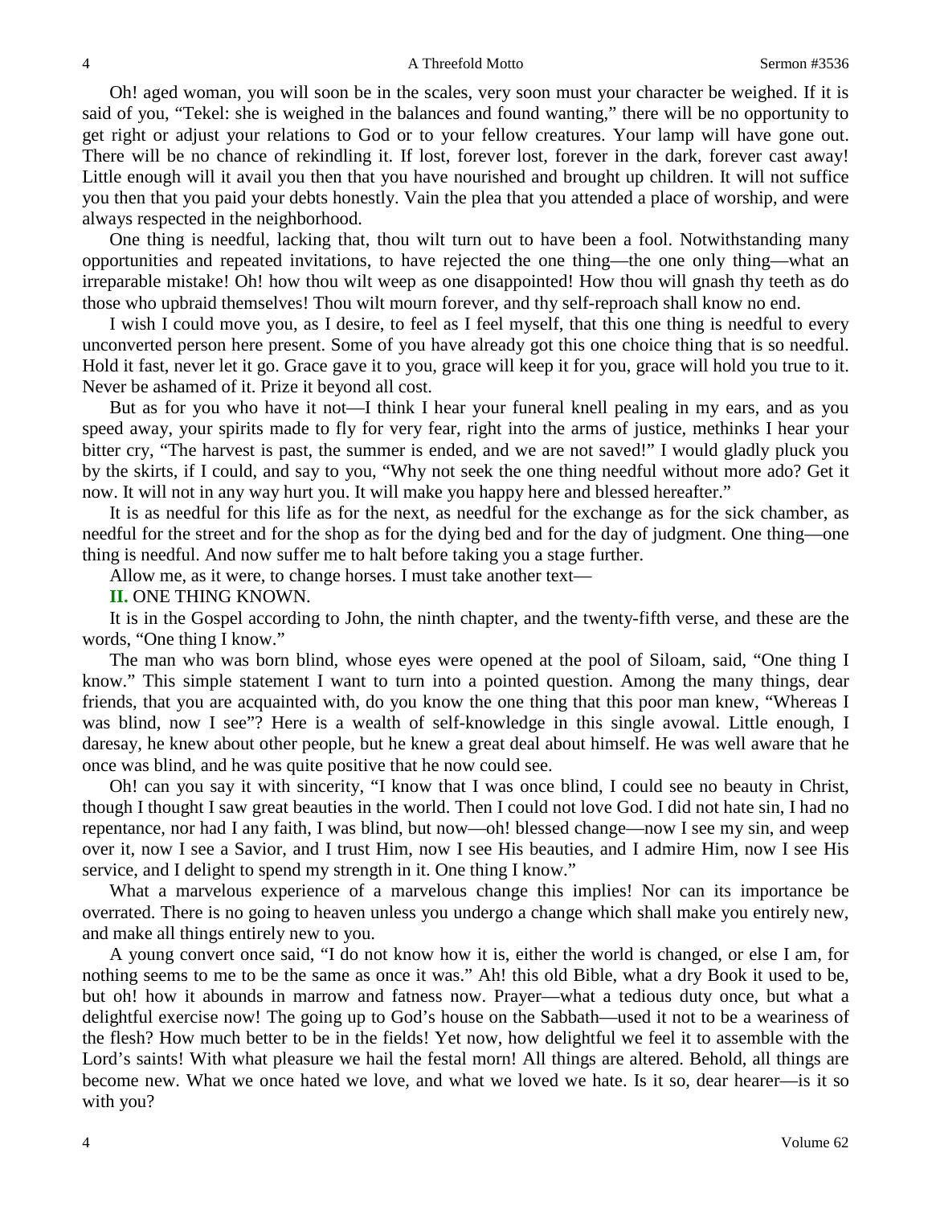Oh! aged woman, you will soon be in the scales, very soon must your character be weighed. If it is said of you, "Tekel: she is weighed in the balances and found wanting," there will be no opportunity to get right or adjust your relations to God or to your fellow creatures. Your lamp will have gone out. There will be no chance of rekindling it. If lost, forever lost, forever in the dark, forever cast away! Little enough will it avail you then that you have nourished and brought up children. It will not suffice you then that you paid your debts honestly. Vain the plea that you attended a place of worship, and were always respected in the neighborhood.

One thing is needful, lacking that, thou wilt turn out to have been a fool. Notwithstanding many opportunities and repeated invitations, to have rejected the one thing—the one only thing—what an irreparable mistake! Oh! how thou wilt weep as one disappointed! How thou will gnash thy teeth as do those who upbraid themselves! Thou wilt mourn forever, and thy self-reproach shall know no end.

I wish I could move you, as I desire, to feel as I feel myself, that this one thing is needful to every unconverted person here present. Some of you have already got this one choice thing that is so needful. Hold it fast, never let it go. Grace gave it to you, grace will keep it for you, grace will hold you true to it. Never be ashamed of it. Prize it beyond all cost.

But as for you who have it not—I think I hear your funeral knell pealing in my ears, and as you speed away, your spirits made to fly for very fear, right into the arms of justice, methinks I hear your bitter cry, "The harvest is past, the summer is ended, and we are not saved!" I would gladly pluck you by the skirts, if I could, and say to you, "Why not seek the one thing needful without more ado? Get it now. It will not in any way hurt you. It will make you happy here and blessed hereafter."

It is as needful for this life as for the next, as needful for the exchange as for the sick chamber, as needful for the street and for the shop as for the dying bed and for the day of judgment. One thing—one thing is needful. And now suffer me to halt before taking you a stage further.

Allow me, as it were, to change horses. I must take another text—

**II.** ONE THING KNOWN.

It is in the Gospel according to John, the ninth chapter, and the twenty-fifth verse, and these are the words, "One thing I know."

The man who was born blind, whose eyes were opened at the pool of Siloam, said, "One thing I know." This simple statement I want to turn into a pointed question. Among the many things, dear friends, that you are acquainted with, do you know the one thing that this poor man knew, "Whereas I was blind, now I see"? Here is a wealth of self-knowledge in this single avowal. Little enough, I daresay, he knew about other people, but he knew a great deal about himself. He was well aware that he once was blind, and he was quite positive that he now could see.

Oh! can you say it with sincerity, "I know that I was once blind, I could see no beauty in Christ, though I thought I saw great beauties in the world. Then I could not love God. I did not hate sin, I had no repentance, nor had I any faith, I was blind, but now—oh! blessed change—now I see my sin, and weep over it, now I see a Savior, and I trust Him, now I see His beauties, and I admire Him, now I see His service, and I delight to spend my strength in it. One thing I know."

What a marvelous experience of a marvelous change this implies! Nor can its importance be overrated. There is no going to heaven unless you undergo a change which shall make you entirely new, and make all things entirely new to you.

A young convert once said, "I do not know how it is, either the world is changed, or else I am, for nothing seems to me to be the same as once it was." Ah! this old Bible, what a dry Book it used to be, but oh! how it abounds in marrow and fatness now. Prayer—what a tedious duty once, but what a delightful exercise now! The going up to God's house on the Sabbath—used it not to be a weariness of the flesh? How much better to be in the fields! Yet now, how delightful we feel it to assemble with the Lord's saints! With what pleasure we hail the festal morn! All things are altered. Behold, all things are become new. What we once hated we love, and what we loved we hate. Is it so, dear hearer—is it so with you?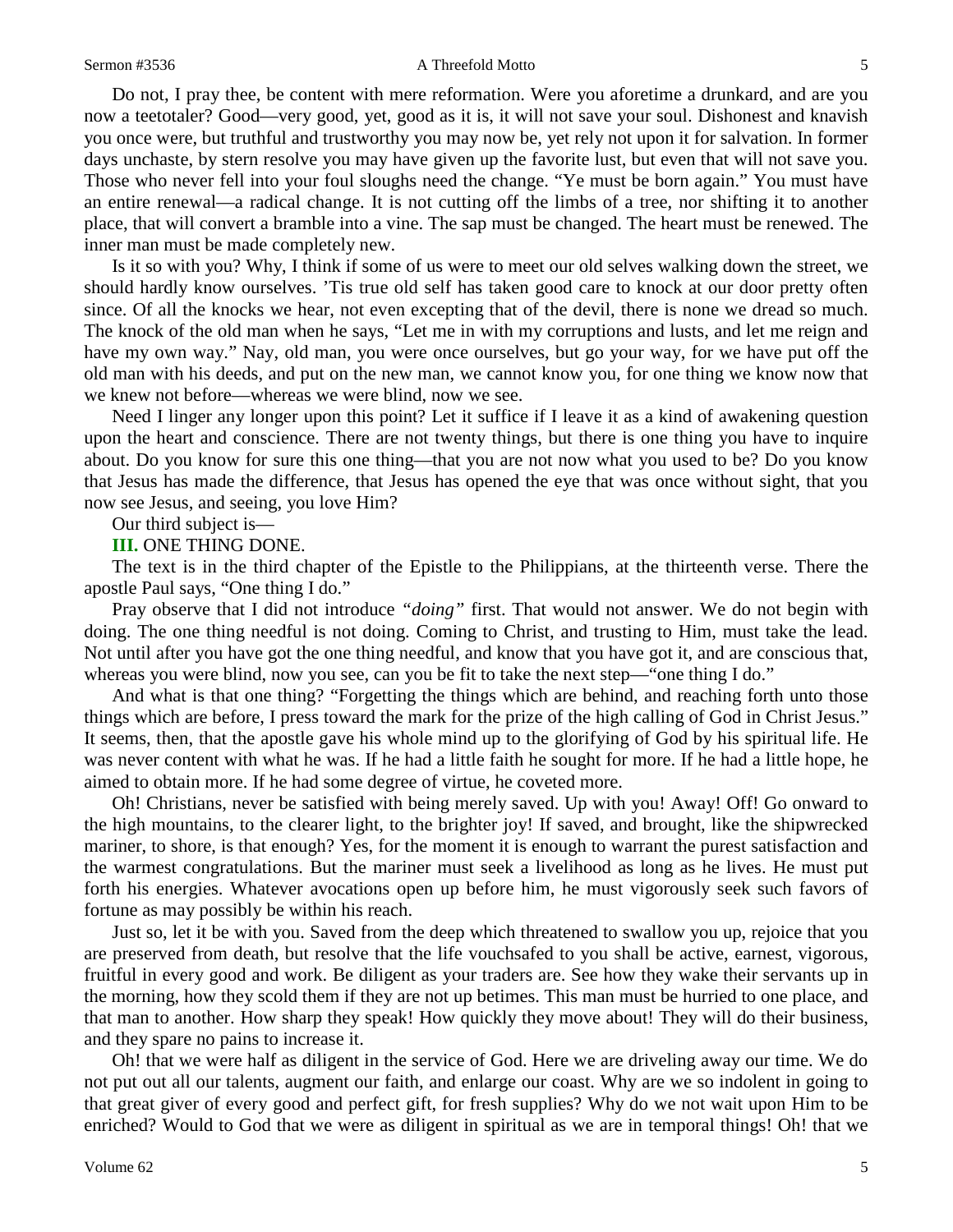Do not, I pray thee, be content with mere reformation. Were you aforetime a drunkard, and are you now a teetotaler? Good—very good, yet, good as it is, it will not save your soul. Dishonest and knavish you once were, but truthful and trustworthy you may now be, yet rely not upon it for salvation. In former days unchaste, by stern resolve you may have given up the favorite lust, but even that will not save you. Those who never fell into your foul sloughs need the change. "Ye must be born again." You must have an entire renewal—a radical change. It is not cutting off the limbs of a tree, nor shifting it to another place, that will convert a bramble into a vine. The sap must be changed. The heart must be renewed. The inner man must be made completely new.

Is it so with you? Why, I think if some of us were to meet our old selves walking down the street, we should hardly know ourselves. 'Tis true old self has taken good care to knock at our door pretty often since. Of all the knocks we hear, not even excepting that of the devil, there is none we dread so much. The knock of the old man when he says, "Let me in with my corruptions and lusts, and let me reign and have my own way." Nay, old man, you were once ourselves, but go your way, for we have put off the old man with his deeds, and put on the new man, we cannot know you, for one thing we know now that we knew not before—whereas we were blind, now we see.

Need I linger any longer upon this point? Let it suffice if I leave it as a kind of awakening question upon the heart and conscience. There are not twenty things, but there is one thing you have to inquire about. Do you know for sure this one thing—that you are not now what you used to be? Do you know that Jesus has made the difference, that Jesus has opened the eye that was once without sight, that you now see Jesus, and seeing, you love Him?

Our third subject is—

**III.** ONE THING DONE.

The text is in the third chapter of the Epistle to the Philippians, at the thirteenth verse. There the apostle Paul says, "One thing I do."

Pray observe that I did not introduce *"doing"* first. That would not answer. We do not begin with doing. The one thing needful is not doing. Coming to Christ, and trusting to Him, must take the lead. Not until after you have got the one thing needful, and know that you have got it, and are conscious that, whereas you were blind, now you see, can you be fit to take the next step—"one thing I do."

And what is that one thing? "Forgetting the things which are behind, and reaching forth unto those things which are before, I press toward the mark for the prize of the high calling of God in Christ Jesus." It seems, then, that the apostle gave his whole mind up to the glorifying of God by his spiritual life. He was never content with what he was. If he had a little faith he sought for more. If he had a little hope, he aimed to obtain more. If he had some degree of virtue, he coveted more.

Oh! Christians, never be satisfied with being merely saved. Up with you! Away! Off! Go onward to the high mountains, to the clearer light, to the brighter joy! If saved, and brought, like the shipwrecked mariner, to shore, is that enough? Yes, for the moment it is enough to warrant the purest satisfaction and the warmest congratulations. But the mariner must seek a livelihood as long as he lives. He must put forth his energies. Whatever avocations open up before him, he must vigorously seek such favors of fortune as may possibly be within his reach.

Just so, let it be with you. Saved from the deep which threatened to swallow you up, rejoice that you are preserved from death, but resolve that the life vouchsafed to you shall be active, earnest, vigorous, fruitful in every good and work. Be diligent as your traders are. See how they wake their servants up in the morning, how they scold them if they are not up betimes. This man must be hurried to one place, and that man to another. How sharp they speak! How quickly they move about! They will do their business, and they spare no pains to increase it.

Oh! that we were half as diligent in the service of God. Here we are driveling away our time. We do not put out all our talents, augment our faith, and enlarge our coast. Why are we so indolent in going to that great giver of every good and perfect gift, for fresh supplies? Why do we not wait upon Him to be enriched? Would to God that we were as diligent in spiritual as we are in temporal things! Oh! that we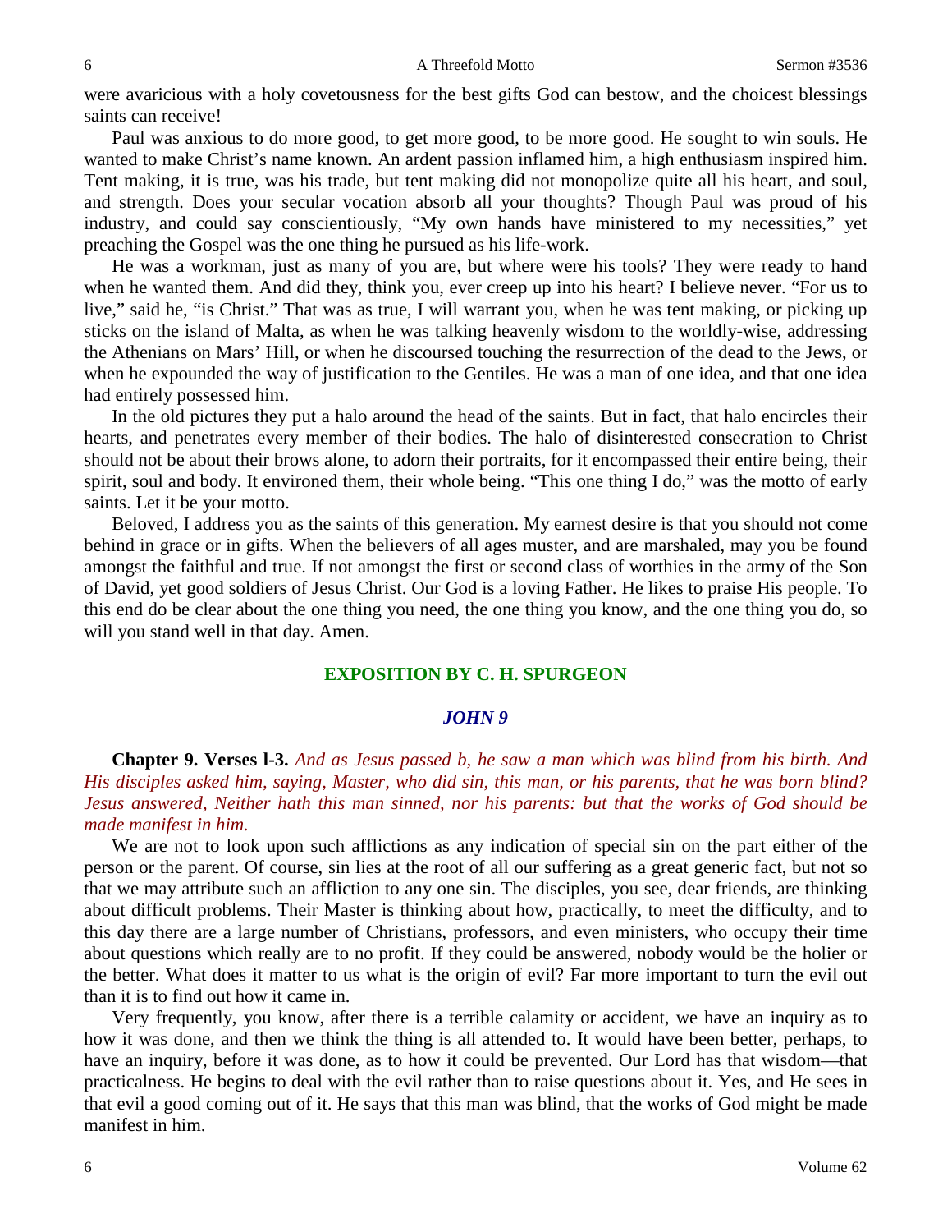were avaricious with a holy covetousness for the best gifts God can bestow, and the choicest blessings saints can receive!

Paul was anxious to do more good, to get more good, to be more good. He sought to win souls. He wanted to make Christ's name known. An ardent passion inflamed him, a high enthusiasm inspired him. Tent making, it is true, was his trade, but tent making did not monopolize quite all his heart, and soul, and strength. Does your secular vocation absorb all your thoughts? Though Paul was proud of his industry, and could say conscientiously, "My own hands have ministered to my necessities," yet preaching the Gospel was the one thing he pursued as his life-work.

He was a workman, just as many of you are, but where were his tools? They were ready to hand when he wanted them. And did they, think you, ever creep up into his heart? I believe never. "For us to live," said he, "is Christ." That was as true, I will warrant you, when he was tent making, or picking up sticks on the island of Malta, as when he was talking heavenly wisdom to the worldly-wise, addressing the Athenians on Mars' Hill, or when he discoursed touching the resurrection of the dead to the Jews, or when he expounded the way of justification to the Gentiles. He was a man of one idea, and that one idea had entirely possessed him.

In the old pictures they put a halo around the head of the saints. But in fact, that halo encircles their hearts, and penetrates every member of their bodies. The halo of disinterested consecration to Christ should not be about their brows alone, to adorn their portraits, for it encompassed their entire being, their spirit, soul and body. It environed them, their whole being. "This one thing I do," was the motto of early saints. Let it be your motto.

Beloved, I address you as the saints of this generation. My earnest desire is that you should not come behind in grace or in gifts. When the believers of all ages muster, and are marshaled, may you be found amongst the faithful and true. If not amongst the first or second class of worthies in the army of the Son of David, yet good soldiers of Jesus Christ. Our God is a loving Father. He likes to praise His people. To this end do be clear about the one thing you need, the one thing you know, and the one thing you do, so will you stand well in that day. Amen.

## EXPOSITION BY C. H. SPURGEON

### *JOHN 9*

**Chapter 9. Verses l-3.** *And as Jesus passed b, he saw a man which was blind from his birth. And His disciples asked him, saying, Master, who did sin, this man, or his parents, that he was born blind? Jesus answered, Neither hath this man sinned, nor his parents: but that the works of God should be made manifest in him.*

We are not to look upon such afflictions as any indication of special sin on the part either of the person or the parent. Of course, sin lies at the root of all our suffering as a great generic fact, but not so that we may attribute such an affliction to any one sin. The disciples, you see, dear friends, are thinking about difficult problems. Their Master is thinking about how, practically, to meet the difficulty, and to this day there are a large number of Christians, professors, and even ministers, who occupy their time about questions which really are to no profit. If they could be answered, nobody would be the holier or the better. What does it matter to us what is the origin of evil? Far more important to turn the evil out than it is to find out how it came in.

Very frequently, you know, after there is a terrible calamity or accident, we have an inquiry as to how it was done, and then we think the thing is all attended to. It would have been better, perhaps, to have an inquiry, before it was done, as to how it could be prevented. Our Lord has that wisdom—that practicalness. He begins to deal with the evil rather than to raise questions about it. Yes, and He sees in that evil a good coming out of it. He says that this man was blind, that the works of God might be made manifest in him.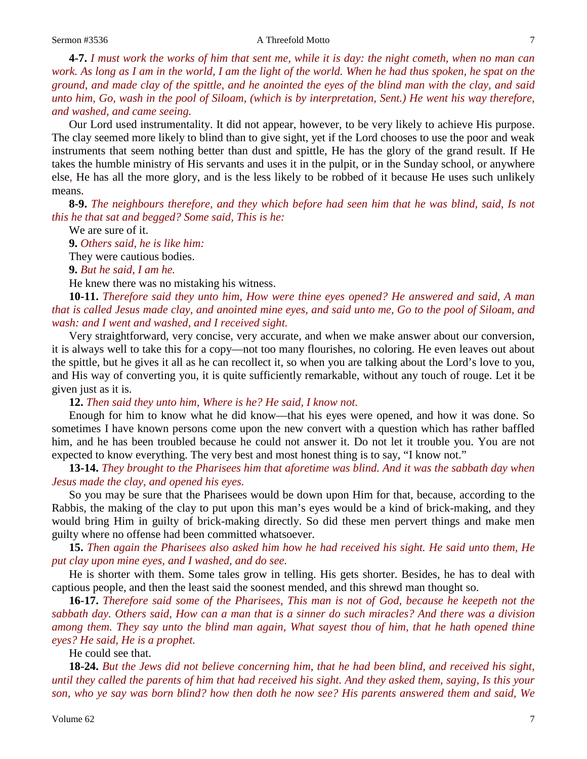**4-7.** *I must work the works of him that sent me, while it is day: the night cometh, when no man can work. As long as I am in the world, I am the light of the world. When he had thus spoken, he spat on the ground, and made clay of the spittle, and he anointed the eyes of the blind man with the clay, and said unto him, Go, wash in the pool of Siloam, (which is by interpretation, Sent.) He went his way therefore, and washed, and came seeing.*

Our Lord used instrumentality. It did not appear, however, to be very likely to achieve His purpose. The clay seemed more likely to blind than to give sight, yet if the Lord chooses to use the poor and weak instruments that seem nothing better than dust and spittle, He has the glory of the grand result. If He takes the humble ministry of His servants and uses it in the pulpit, or in the Sunday school, or anywhere else, He has all the more glory, and is the less likely to be robbed of it because He uses such unlikely means.

**8-9.** *The neighbours therefore, and they which before had seen him that he was blind, said, Is not this he that sat and begged? Some said, This is he:*

We are sure of it.

**9.** *Others said, he is like him:*

They were cautious bodies.

**9.** *But he said, I am he.*

He knew there was no mistaking his witness.

**10-11.** *Therefore said they unto him, How were thine eyes opened? He answered and said, A man that is called Jesus made clay, and anointed mine eyes, and said unto me, Go to the pool of Siloam, and wash: and I went and washed, and I received sight.*

Very straightforward, very concise, very accurate, and when we make answer about our conversion, it is always well to take this for a copy—not too many flourishes, no coloring. He even leaves out about the spittle, but he gives it all as he can recollect it, so when you are talking about the Lord's love to you, and His way of converting you, it is quite sufficiently remarkable, without any touch of rouge. Let it be given just as it is.

**12.** *Then said they unto him, Where is he? He said, I know not.*

Enough for him to know what he did know—that his eyes were opened, and how it was done. So sometimes I have known persons come upon the new convert with a question which has rather baffled him, and he has been troubled because he could not answer it. Do not let it trouble you. You are not expected to know everything. The very best and most honest thing is to say, "I know not."

**13-14.** *They brought to the Pharisees him that aforetime was blind. And it was the sabbath day when Jesus made the clay, and opened his eyes.*

So you may be sure that the Pharisees would be down upon Him for that, because, according to the Rabbis, the making of the clay to put upon this man's eyes would be a kind of brick-making, and they would bring Him in guilty of brick-making directly. So did these men pervert things and make men guilty where no offense had been committed whatsoever.

**15.** *Then again the Pharisees also asked him how he had received his sight. He said unto them, He put clay upon mine eyes, and I washed, and do see.*

He is shorter with them. Some tales grow in telling. His gets shorter. Besides, he has to deal with captious people, and then the least said the soonest mended, and this shrewd man thought so.

**16-17.** *Therefore said some of the Pharisees, This man is not of God, because he keepeth not the sabbath day. Others said, How can a man that is a sinner do such miracles? And there was a division among them. They say unto the blind man again, What sayest thou of him, that he hath opened thine eyes? He said, He is a prophet.*

He could see that.

**18-24.** *But the Jews did not believe concerning him, that he had been blind, and received his sight, until they called the parents of him that had received his sight. And they asked them, saying, Is this your son, who ye say was born blind? how then doth he now see? His parents answered them and said, We*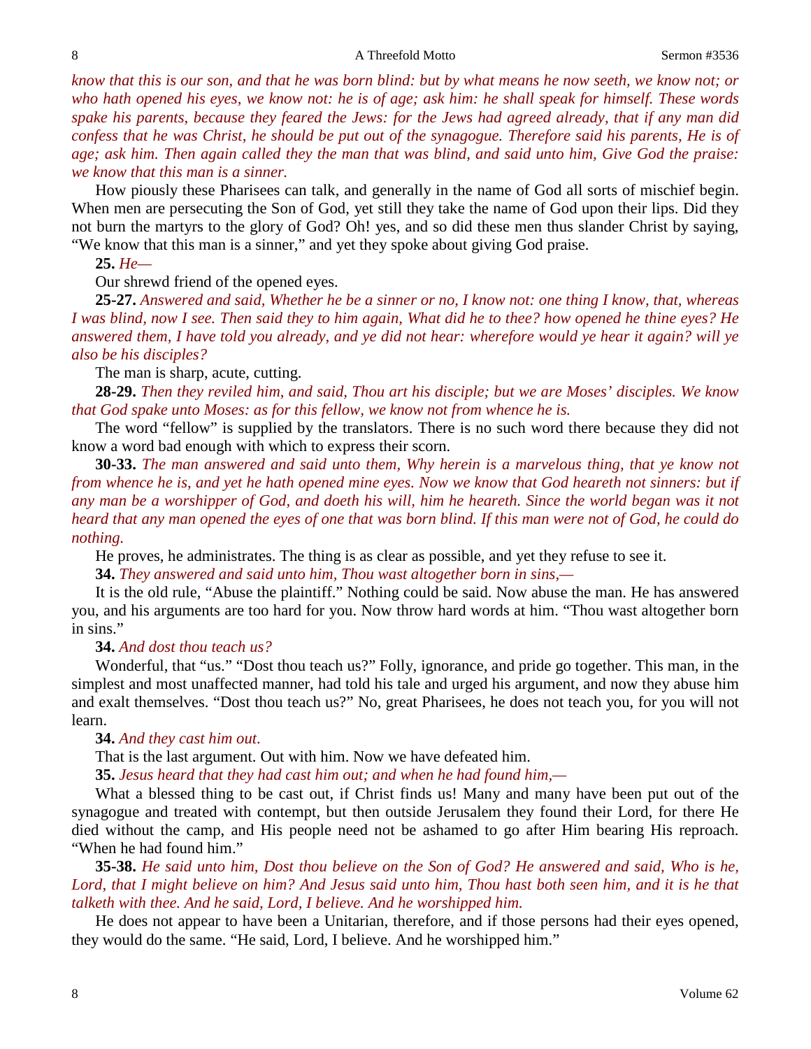*know that this is our son, and that he was born blind: but by what means he now seeth, we know not; or who hath opened his eyes, we know not: he is of age; ask him: he shall speak for himself. These words spake his parents, because they feared the Jews: for the Jews had agreed already, that if any man did confess that he was Christ, he should be put out of the synagogue. Therefore said his parents, He is of age; ask him. Then again called they the man that was blind, and said unto him, Give God the praise: we know that this man is a sinner.*

How piously these Pharisees can talk, and generally in the name of God all sorts of mischief begin. When men are persecuting the Son of God, yet still they take the name of God upon their lips. Did they not burn the martyrs to the glory of God? Oh! yes, and so did these men thus slander Christ by saying, "We know that this man is a sinner," and yet they spoke about giving God praise.

**25.** *He—*

Our shrewd friend of the opened eyes.

**25-27.** *Answered and said, Whether he be a sinner or no, I know not: one thing I know, that, whereas I was blind, now I see. Then said they to him again, What did he to thee? how opened he thine eyes? He answered them, I have told you already, and ye did not hear: wherefore would ye hear it again? will ye also be his disciples?*

The man is sharp, acute, cutting.

**28-29.** *Then they reviled him, and said, Thou art his disciple; but we are Moses' disciples. We know that God spake unto Moses: as for this fellow, we know not from whence he is.*

The word "fellow" is supplied by the translators. There is no such word there because they did not know a word bad enough with which to express their scorn.

**30-33.** *The man answered and said unto them, Why herein is a marvelous thing, that ye know not from whence he is, and yet he hath opened mine eyes. Now we know that God heareth not sinners: but if any man be a worshipper of God, and doeth his will, him he heareth. Since the world began was it not heard that any man opened the eyes of one that was born blind. If this man were not of God, he could do nothing.*

He proves, he administrates. The thing is as clear as possible, and yet they refuse to see it.

**34.** *They answered and said unto him, Thou wast altogether born in sins,—*

It is the old rule, "Abuse the plaintiff." Nothing could be said. Now abuse the man. He has answered you, and his arguments are too hard for you. Now throw hard words at him. "Thou wast altogether born in sins."

**34.** *And dost thou teach us?*

Wonderful, that "us." "Dost thou teach us?" Folly, ignorance, and pride go together. This man, in the simplest and most unaffected manner, had told his tale and urged his argument, and now they abuse him and exalt themselves. "Dost thou teach us?" No, great Pharisees, he does not teach you, for you will not learn.

**34.** *And they cast him out.*

That is the last argument. Out with him. Now we have defeated him.

**35.** *Jesus heard that they had cast him out; and when he had found him,—*

What a blessed thing to be cast out, if Christ finds us! Many and many have been put out of the synagogue and treated with contempt, but then outside Jerusalem they found their Lord, for there He died without the camp, and His people need not be ashamed to go after Him bearing His reproach. "When he had found him."

**35-38.** *He said unto him, Dost thou believe on the Son of God? He answered and said, Who is he, Lord, that I might believe on him? And Jesus said unto him, Thou hast both seen him, and it is he that talketh with thee. And he said, Lord, I believe. And he worshipped him.*

He does not appear to have been a Unitarian, therefore, and if those persons had their eyes opened, they would do the same. "He said, Lord, I believe. And he worshipped him."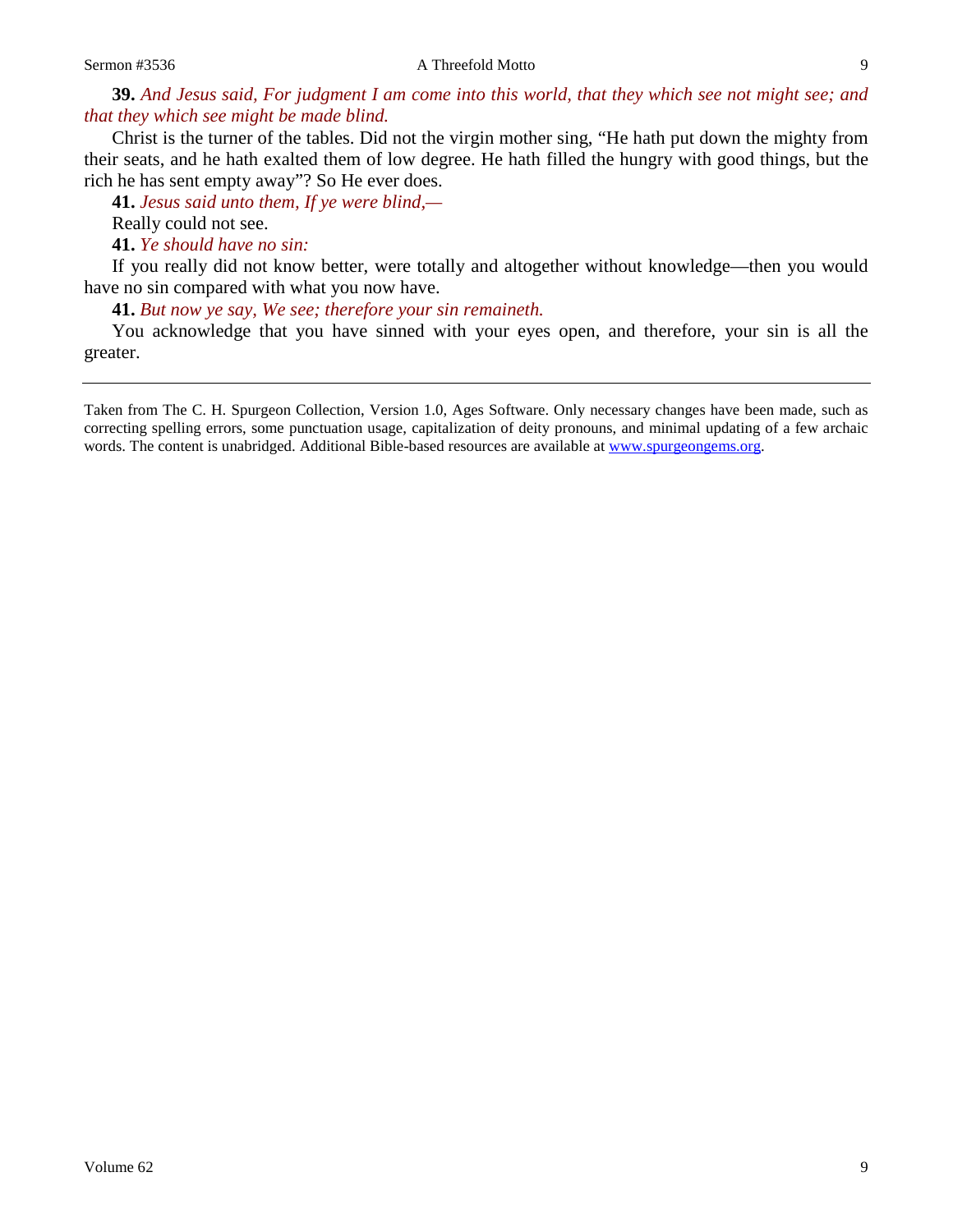**39.** *And Jesus said, For judgment I am come into this world, that they which see not might see; and that they which see might be made blind.*

Christ is the turner of the tables. Did not the virgin mother sing, "He hath put down the mighty from their seats, and he hath exalted them of low degree. He hath filled the hungry with good things, but the rich he has sent empty away"? So He ever does.

**41.** *Jesus said unto them, If ye were blind,—*

Really could not see.

**41.** *Ye should have no sin:*

If you really did not know better, were totally and altogether without knowledge—then you would have no sin compared with what you now have.

**41.** *But now ye say, We see; therefore your sin remaineth.*

You acknowledge that you have sinned with your eyes open, and therefore, your sin is all the greater.

---

Taken from The C. H. Spurgeon Collection, Version 1.0, Ages Software. Only necessary changes have been made, such as correcting spelling errors, some punctuation usage, capitalization of deity pronouns, and minimal updating of a few archaic words. The content is unabridged. Additional Bible-based resources are available at www.spurgeongems.org.